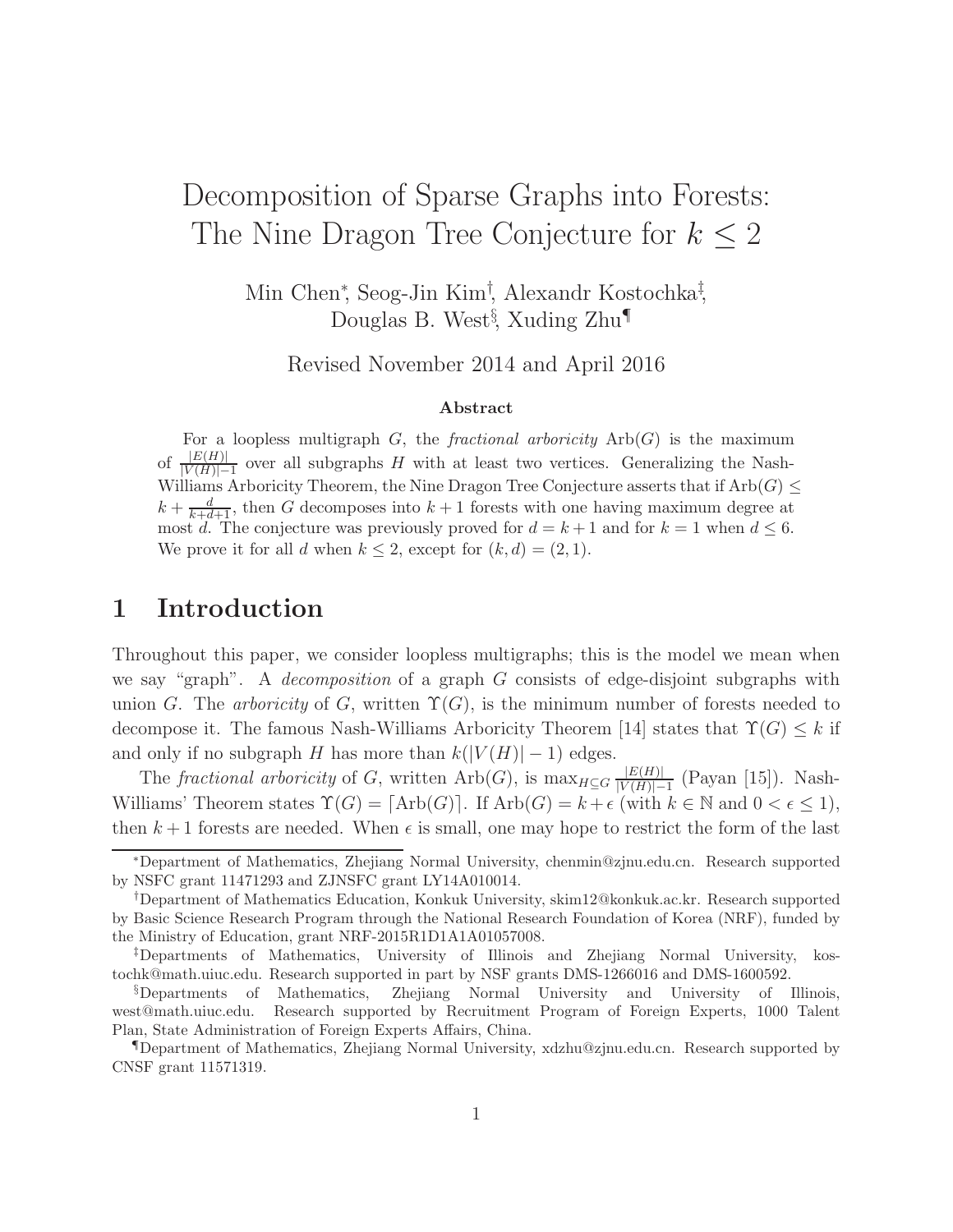# Decomposition of Sparse Graphs into Forests: The Nine Dragon Tree Conjecture for $k \le 2$

Min Chen[*], Seog-Jin Kim[†], Alexandr Kostochka[‡], Douglas B. West[§], Xuding Zhu[¶]

Revised November 2014 and April 2016

### Abstract

For a loopless multigraph $G$, the *fractional arboricity* $\mathrm{Arb}(G)$ is the maximum of $\frac{|E(H)|}{|V(H)|-1}$ over all subgraphs $H$ with at least two vertices. Generalizing the Nash-Williams Arboricity Theorem, the Nine Dragon Tree Conjecture asserts that if $\mathrm{Arb}(G) \le k + \frac{d}{k+d+1}$, then $G$ decomposes into $k+1$ forests with one having maximum degree at most $d$. The conjecture was previously proved for $d = k+1$ and for $k = 1$ when $d \le 6$. We prove it for all $d$ when $k \le 2$, except for $(k,d) = (2,1)$.

## 1 Introduction

Throughout this paper, we consider loopless multigraphs; this is the model we mean when we say "graph". A *decomposition* of a graph $G$ consists of edge-disjoint subgraphs with union $G$. The *arboricity* of $G$, written $\Upsilon(G)$, is the minimum number of forests needed to decompose it. The famous Nash-Williams Arboricity Theorem [14] states that $\Upsilon(G) \le k$ if and only if no subgraph $H$ has more than $k(|V(H)|-1)$ edges.

The *fractional arboricity* of $G$, written $\mathrm{Arb}(G)$, is $\max_{H \subseteq G} \frac{|E(H)|}{|V(H)|-1}$ (Payan [15]). Nash-Williams' Theorem states $\Upsilon(G) = \lceil \mathrm{Arb}(G) \rceil$. If $\mathrm{Arb}(G) = k + \epsilon$ (with $k \in \mathbb{N}$ and $0 < \epsilon \le 1$), then $k+1$ forests are needed. When $\epsilon$ is small, one may hope to restrict the form of the last

---

[*] Department of Mathematics, Zhejiang Normal University, chenmin@zjnu.edu.cn. Research supported by NSFC grant 11471293 and ZJNSFC grant LY14A010014.

[†] Department of Mathematics Education, Konkuk University, skim12@konkuk.ac.kr. Research supported by Basic Science Research Program through the National Research Foundation of Korea (NRF), funded by the Ministry of Education, grant NRF-2015R1D1A1A01057008.

[‡] Departments of Mathematics, University of Illinois and Zhejiang Normal University, kostochk@math.uiuc.edu. Research supported in part by NSF grants DMS-1266016 and DMS-1600592.

[§] Departments of Mathematics, Zhejiang Normal University and University of Illinois, west@math.uiuc.edu. Research supported by Recruitment Program of Foreign Experts, 1000 Talent Plan, State Administration of Foreign Experts Affairs, China.

[¶] Department of Mathematics, Zhejiang Normal University, xdzhu@zjnu.edu.cn. Research supported by CNSF grant 11571319.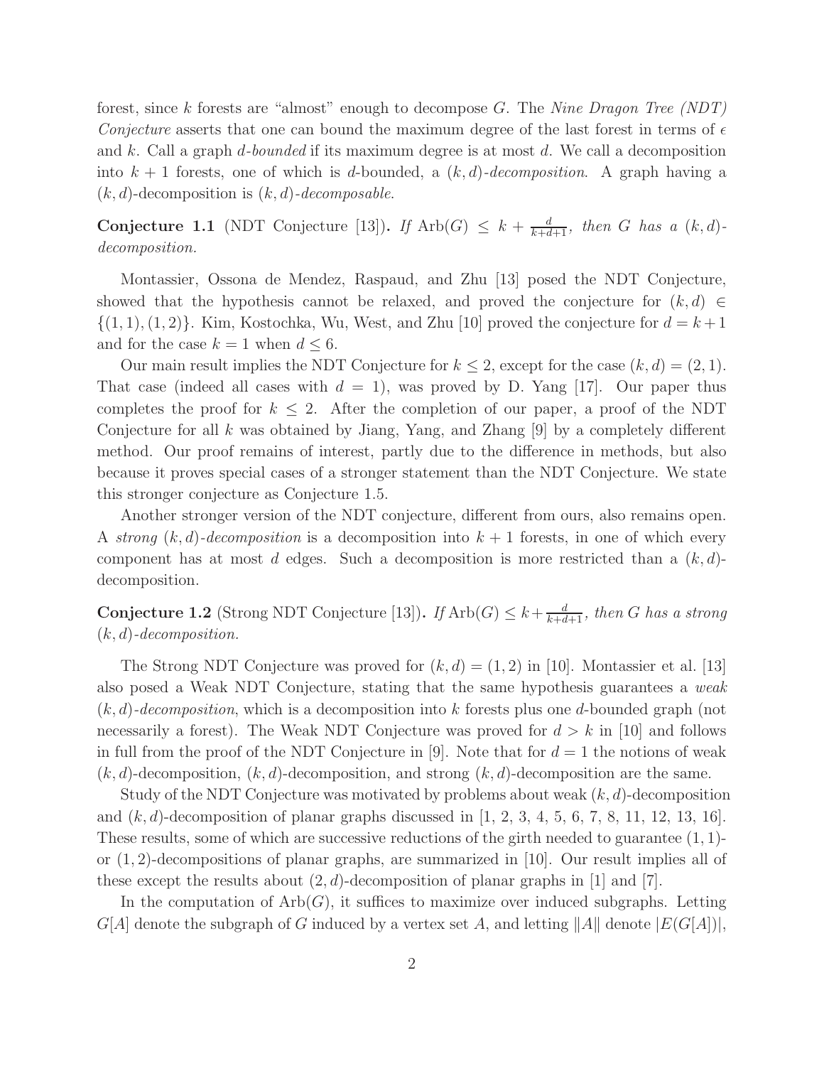forest, since $k$ forests are "almost" enough to decompose $G$. The *Nine Dragon Tree (NDT) Conjecture* asserts that one can bound the maximum degree of the last forest in terms of $\epsilon$ and $k$. Call a graph *$d$-bounded* if its maximum degree is at most $d$. We call a decomposition into $k+1$ forests, one of which is $d$-bounded, a *$(k,d)$-decomposition*. A graph having a $(k,d)$-decomposition is *$(k,d)$-decomposable*.

**Conjecture 1.1** (NDT Conjecture [13]). *If $\text{Arb}(G) \le k + \frac{d}{k+d+1}$, then $G$ has a $(k,d)$-decomposition.*

Montassier, Ossona de Mendez, Raspaud, and Zhu [13] posed the NDT Conjecture, showed that the hypothesis cannot be relaxed, and proved the conjecture for $(k,d) \in \{(1,1),(1,2)\}$. Kim, Kostochka, Wu, West, and Zhu [10] proved the conjecture for $d = k+1$ and for the case $k = 1$ when $d \le 6$.

Our main result implies the NDT Conjecture for $k \le 2$, except for the case $(k,d) = (2,1)$. That case (indeed all cases with $d = 1$), was proved by D. Yang [17]. Our paper thus completes the proof for $k \le 2$. After the completion of our paper, a proof of the NDT Conjecture for all $k$ was obtained by Jiang, Yang, and Zhang [9] by a completely different method. Our proof remains of interest, partly due to the difference in methods, but also because it proves special cases of a stronger statement than the NDT Conjecture. We state this stronger conjecture as Conjecture 1.5.

Another stronger version of the NDT conjecture, different from ours, also remains open. A *strong $(k,d)$-decomposition* is a decomposition into $k+1$ forests, in one of which every component has at most $d$ edges. Such a decomposition is more restricted than a $(k,d)$-decomposition.

**Conjecture 1.2** (Strong NDT Conjecture [13]). *If $\text{Arb}(G) \le k + \frac{d}{k+d+1}$, then $G$ has a strong $(k,d)$-decomposition.*

The Strong NDT Conjecture was proved for $(k,d) = (1,2)$ in [10]. Montassier et al. [13] also posed a Weak NDT Conjecture, stating that the same hypothesis guarantees a *weak $(k,d)$-decomposition*, which is a decomposition into $k$ forests plus one $d$-bounded graph (not necessarily a forest). The Weak NDT Conjecture was proved for $d > k$ in [10] and follows in full from the proof of the NDT Conjecture in [9]. Note that for $d = 1$ the notions of weak $(k,d)$-decomposition, $(k,d)$-decomposition, and strong $(k,d)$-decomposition are the same.

Study of the NDT Conjecture was motivated by problems about weak $(k,d)$-decomposition and $(k,d)$-decomposition of planar graphs discussed in [1, 2, 3, 4, 5, 6, 7, 8, 11, 12, 13, 16]. These results, some of which are successive reductions of the girth needed to guarantee $(1,1)$- or $(1,2)$-decompositions of planar graphs, are summarized in [10]. Our result implies all of these except the results about $(2,d)$-decomposition of planar graphs in [1] and [7].

In the computation of $\text{Arb}(G)$, it suffices to maximize over induced subgraphs. Letting $G[A]$ denote the subgraph of $G$ induced by a vertex set $A$, and letting $\|A\|$ denote $|E(G[A])|$,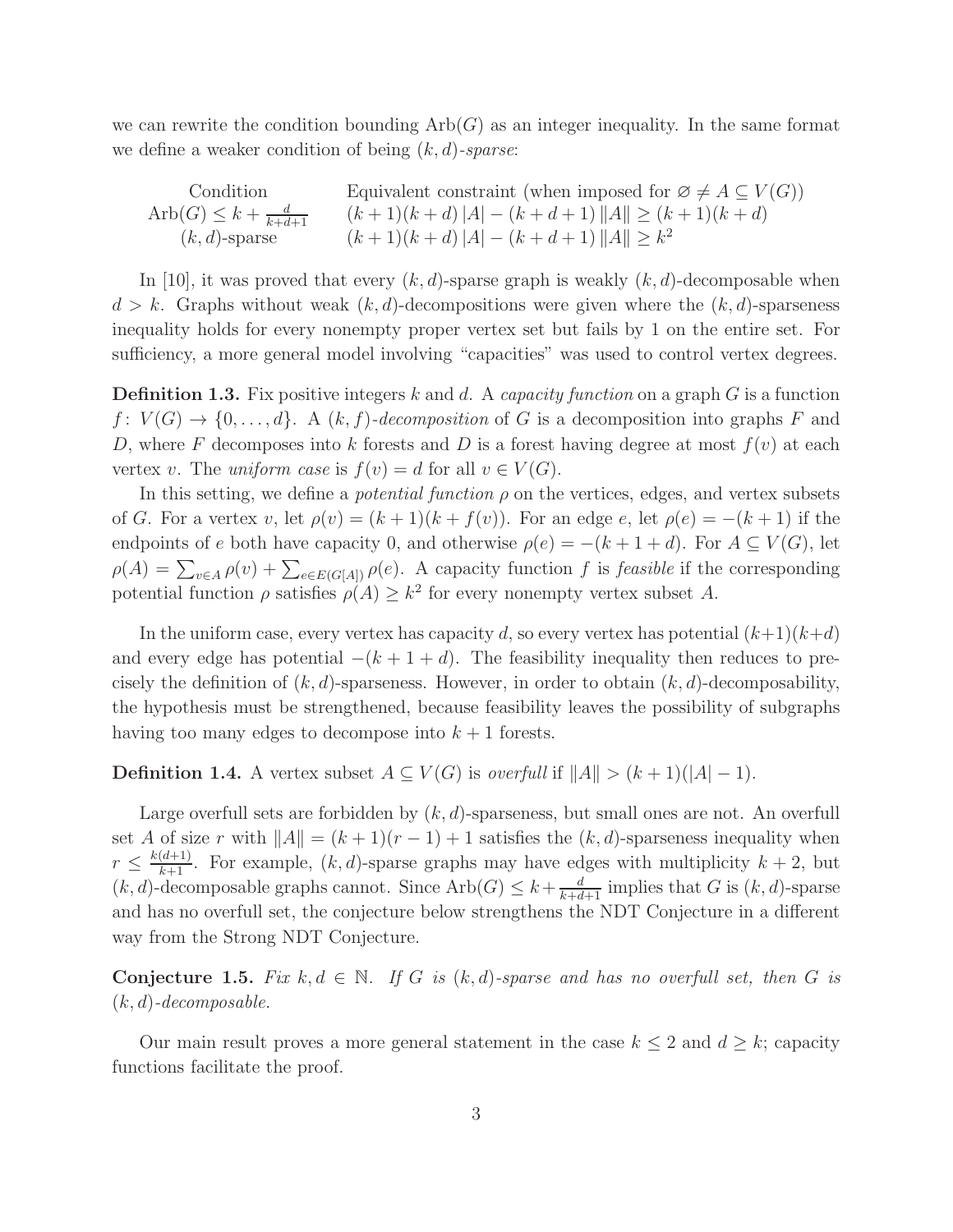we can rewrite the condition bounding $\mathrm{Arb}(G)$ as an integer inequality. In the same format we define a weaker condition of being *$(k,d)$-sparse*:

| Condition | Equivalent constraint (when imposed for $\varnothing \neq A \subseteq V(G)$) |
|---|---|
| $\mathrm{Arb}(G) \le k + \frac{d}{k+d+1}$ | $(k+1)(k+d)\,\|A\| - (k+d+1)\,\|A\| \ge (k+1)(k+d)$ |
| $(k,d)$-sparse | $(k+1)(k+d)\,\|A\| - (k+d+1)\,\|A\| \ge k^2$ |

In [10], it was proved that every $(k,d)$-sparse graph is weakly $(k,d)$-decomposable when $d > k$. Graphs without weak $(k,d)$-decompositions were given where the $(k,d)$-sparseness inequality holds for every nonempty proper vertex set but fails by 1 on the entire set. For sufficiency, a more general model involving "capacities" was used to control vertex degrees.

**Definition 1.3.** Fix positive integers $k$ and $d$. A *capacity function* on a graph $G$ is a function $f\colon V(G) \to \{0,\dots,d\}$. A *$(k,f)$-decomposition* of $G$ is a decomposition into graphs $F$ and $D$, where $F$ decomposes into $k$ forests and $D$ is a forest having degree at most $f(v)$ at each vertex $v$. The *uniform case* is $f(v) = d$ for all $v \in V(G)$.

In this setting, we define a *potential function* $\rho$ on the vertices, edges, and vertex subsets of $G$. For a vertex $v$, let $\rho(v) = (k+1)(k+f(v))$. For an edge $e$, let $\rho(e) = -(k+1)$ if the endpoints of $e$ both have capacity 0, and otherwise $\rho(e) = -(k+1+d)$. For $A \subseteq V(G)$, let $\rho(A) = \sum_{v\in A}\rho(v) + \sum_{e\in E(G[A])}\rho(e)$. A capacity function $f$ is *feasible* if the corresponding potential function $\rho$ satisfies $\rho(A) \ge k^2$ for every nonempty vertex subset $A$.

In the uniform case, every vertex has capacity $d$, so every vertex has potential $(k+1)(k+d)$ and every edge has potential $-(k+1+d)$. The feasibility inequality then reduces to precisely the definition of $(k,d)$-sparseness. However, in order to obtain $(k,d)$-decomposability, the hypothesis must be strengthened, because feasibility leaves the possibility of subgraphs having too many edges to decompose into $k+1$ forests.

**Definition 1.4.** A vertex subset $A \subseteq V(G)$ is *overfull* if $\|A\| > (k+1)(|A|-1)$.

Large overfull sets are forbidden by $(k,d)$-sparseness, but small ones are not. An overfull set $A$ of size $r$ with $\|A\| = (k+1)(r-1)+1$ satisfies the $(k,d)$-sparseness inequality when $r \le \frac{k(d+1)}{k+1}$. For example, $(k,d)$-sparse graphs may have edges with multiplicity $k+2$, but $(k,d)$-decomposable graphs cannot. Since $\mathrm{Arb}(G) \le k + \frac{d}{k+d+1}$ implies that $G$ is $(k,d)$-sparse and has no overfull set, the conjecture below strengthens the NDT Conjecture in a different way from the Strong NDT Conjecture.

**Conjecture 1.5.** *Fix $k,d \in \mathbb{N}$. If $G$ is $(k,d)$-sparse and has no overfull set, then $G$ is $(k,d)$-decomposable.*

Our main result proves a more general statement in the case $k \le 2$ and $d \ge k$; capacity functions facilitate the proof.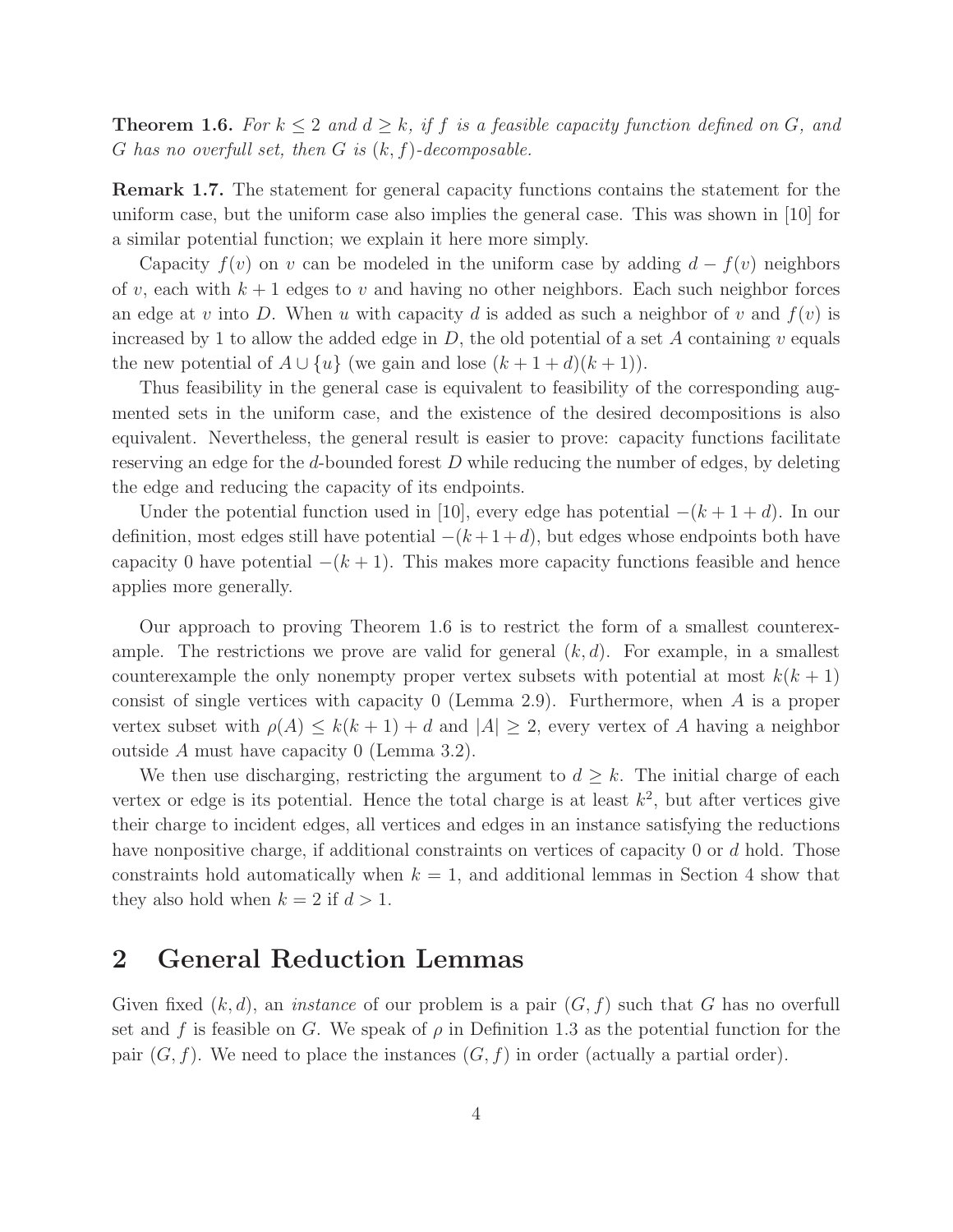**Theorem 1.6.** *For $k \le 2$ and $d \ge k$, if $f$ is a feasible capacity function defined on $G$, and $G$ has no overfull set, then $G$ is $(k, f)$-decomposable.*

**Remark 1.7.** The statement for general capacity functions contains the statement for the uniform case, but the uniform case also implies the general case. This was shown in [10] for a similar potential function; we explain it here more simply.

Capacity $f(v)$ on $v$ can be modeled in the uniform case by adding $d - f(v)$ neighbors of $v$, each with $k+1$ edges to $v$ and having no other neighbors. Each such neighbor forces an edge at $v$ into $D$. When $u$ with capacity $d$ is added as such a neighbor of $v$ and $f(v)$ is increased by 1 to allow the added edge in $D$, the old potential of a set $A$ containing $v$ equals the new potential of $A \cup \{u\}$ (we gain and lose $(k+1+d)(k+1)$).

Thus feasibility in the general case is equivalent to feasibility of the corresponding augmented sets in the uniform case, and the existence of the desired decompositions is also equivalent. Nevertheless, the general result is easier to prove: capacity functions facilitate reserving an edge for the $d$-bounded forest $D$ while reducing the number of edges, by deleting the edge and reducing the capacity of its endpoints.

Under the potential function used in [10], every edge has potential $-(k+1+d)$. In our definition, most edges still have potential $-(k+1+d)$, but edges whose endpoints both have capacity 0 have potential $-(k+1)$. This makes more capacity functions feasible and hence applies more generally.

Our approach to proving Theorem 1.6 is to restrict the form of a smallest counterexample. The restrictions we prove are valid for general $(k, d)$. For example, in a smallest counterexample the only nonempty proper vertex subsets with potential at most $k(k+1)$ consist of single vertices with capacity 0 (Lemma 2.9). Furthermore, when $A$ is a proper vertex subset with $\rho(A) \le k(k+1) + d$ and $|A| \ge 2$, every vertex of $A$ having a neighbor outside $A$ must have capacity 0 (Lemma 3.2).

We then use discharging, restricting the argument to $d \ge k$. The initial charge of each vertex or edge is its potential. Hence the total charge is at least $k^2$, but after vertices give their charge to incident edges, all vertices and edges in an instance satisfying the reductions have nonpositive charge, if additional constraints on vertices of capacity 0 or $d$ hold. Those constraints hold automatically when $k = 1$, and additional lemmas in Section 4 show that they also hold when $k = 2$ if $d > 1$.

## 2 General Reduction Lemmas

Given fixed $(k, d)$, an *instance* of our problem is a pair $(G, f)$ such that $G$ has no overfull set and $f$ is feasible on $G$. We speak of $\rho$ in Definition 1.3 as the potential function for the pair $(G, f)$. We need to place the instances $(G, f)$ in order (actually a partial order).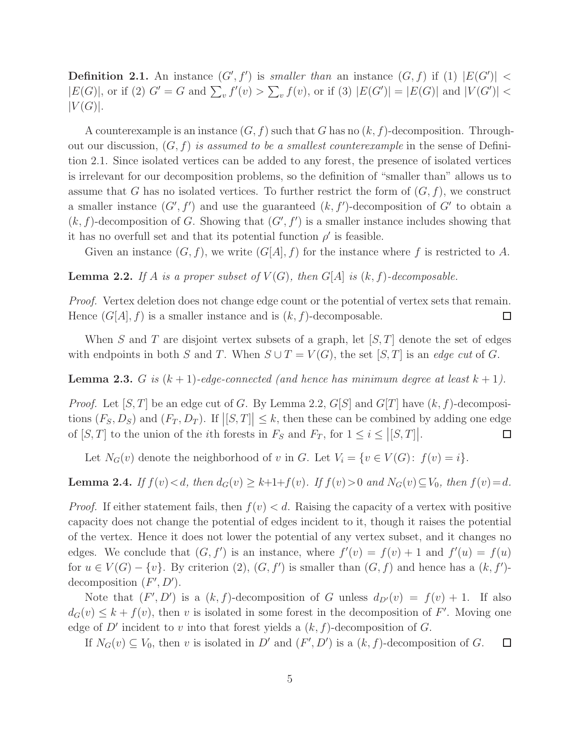**Definition 2.1.** An instance $(G', f')$ is *smaller than* an instance $(G, f)$ if (1) $|E(G')| < |E(G)|$, or if (2) $G' = G$ and $\sum_v f'(v) > \sum_v f(v)$, or if (3) $|E(G')| = |E(G)|$ and $|V(G')| < |V(G)|$.

A counterexample is an instance $(G, f)$ such that $G$ has no $(k, f)$-decomposition. Throughout our discussion, *$(G, f)$ is assumed to be a smallest counterexample* in the sense of Definition 2.1. Since isolated vertices can be added to any forest, the presence of isolated vertices is irrelevant for our decomposition problems, so the definition of "smaller than" allows us to assume that $G$ has no isolated vertices. To further restrict the form of $(G, f)$, we construct a smaller instance $(G', f')$ and use the guaranteed $(k, f')$-decomposition of $G'$ to obtain a $(k, f)$-decomposition of $G$. Showing that $(G', f')$ is a smaller instance includes showing that it has no overfull set and that its potential function $\rho'$ is feasible.

Given an instance $(G, f)$, we write $(G[A], f)$ for the instance where $f$ is restricted to $A$.

**Lemma 2.2.** *If $A$ is a proper subset of $V(G)$, then $G[A]$ is $(k, f)$-decomposable.*

*Proof.* Vertex deletion does not change edge count or the potential of vertex sets that remain. Hence $(G[A], f)$ is a smaller instance and is $(k, f)$-decomposable. □

When $S$ and $T$ are disjoint vertex subsets of a graph, let $[S, T]$ denote the set of edges with endpoints in both $S$ and $T$. When $S \cup T = V(G)$, the set $[S, T]$ is an *edge cut* of $G$.

**Lemma 2.3.** *$G$ is $(k+1)$-edge-connected (and hence has minimum degree at least $k+1$).*

*Proof.* Let $[S, T]$ be an edge cut of $G$. By Lemma 2.2, $G[S]$ and $G[T]$ have $(k, f)$-decompositions $(F_S, D_S)$ and $(F_T, D_T)$. If $\left|[S, T]\right| \le k$, then these can be combined by adding one edge of $[S, T]$ to the union of the $i$th forests in $F_S$ and $F_T$, for $1 \le i \le \left|[S, T]\right|$. □

Let $N_G(v)$ denote the neighborhood of $v$ in $G$. Let $V_i = \{v \in V(G) \colon f(v) = i\}$.

**Lemma 2.4.** *If $f(v) < d$, then $d_G(v) \ge k+1+f(v)$. If $f(v) > 0$ and $N_G(v) \subseteq V_0$, then $f(v) = d$.*

*Proof.* If either statement fails, then $f(v) < d$. Raising the capacity of a vertex with positive capacity does not change the potential of edges incident to it, though it raises the potential of the vertex. Hence it does not lower the potential of any vertex subset, and it changes no edges. We conclude that $(G, f')$ is an instance, where $f'(v) = f(v) + 1$ and $f'(u) = f(u)$ for $u \in V(G) - \{v\}$. By criterion (2), $(G, f')$ is smaller than $(G, f)$ and hence has a $(k, f')$-decomposition $(F', D')$.

Note that $(F', D')$ is a $(k, f)$-decomposition of $G$ unless $d_{D'}(v) = f(v) + 1$. If also $d_G(v) \le k + f(v)$, then $v$ is isolated in some forest in the decomposition of $F'$. Moving one edge of $D'$ incident to $v$ into that forest yields a $(k, f)$-decomposition of $G$.

If $N_G(v) \subseteq V_0$, then $v$ is isolated in $D'$ and $(F', D')$ is a $(k, f)$-decomposition of $G$. □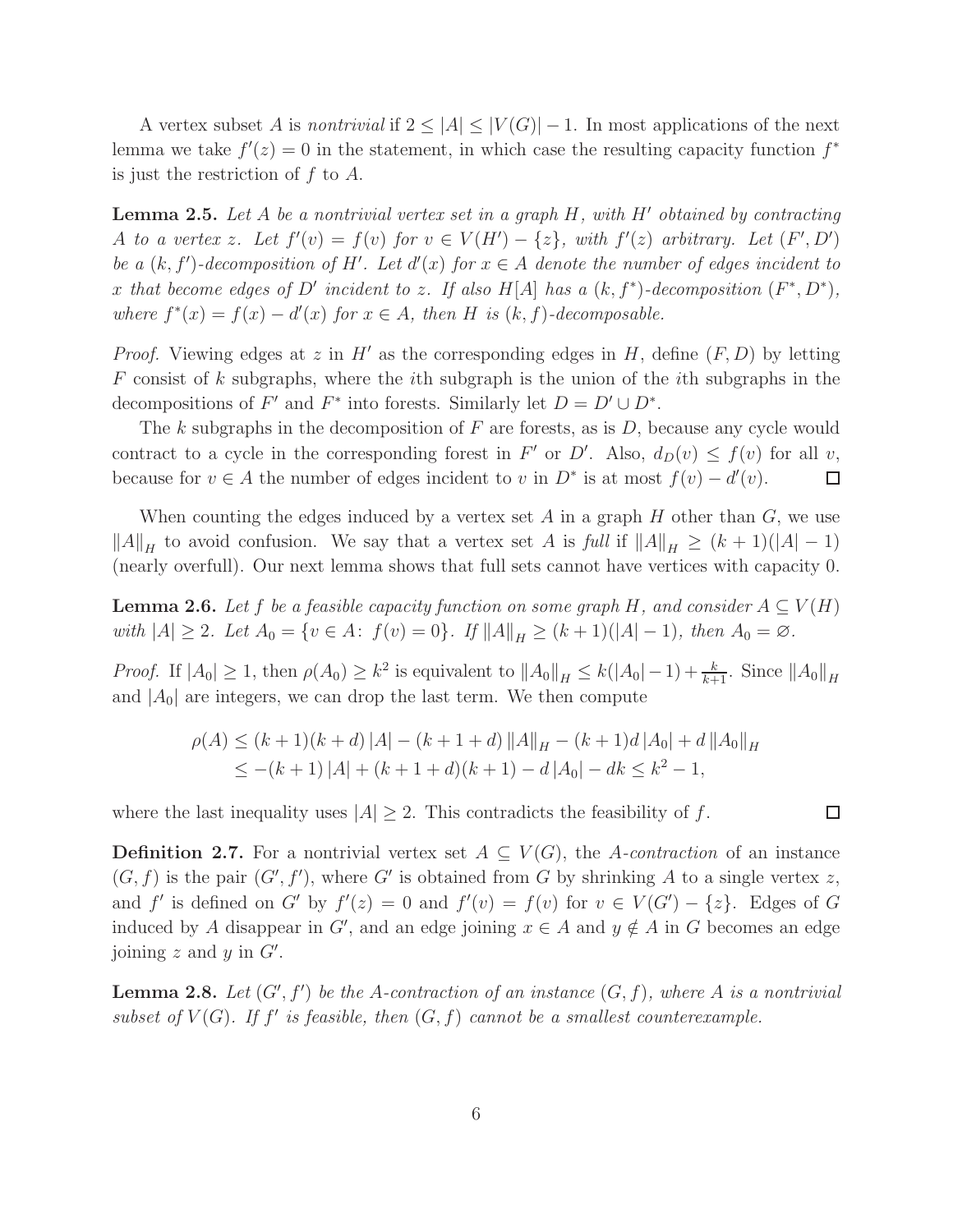A vertex subset $A$ is *nontrivial* if $2 \le |A| \le |V(G)| - 1$. In most applications of the next lemma we take $f'(z) = 0$ in the statement, in which case the resulting capacity function $f^*$ is just the restriction of $f$ to $A$.

**Lemma 2.5.** *Let $A$ be a nontrivial vertex set in a graph $H$, with $H'$ obtained by contracting $A$ to a vertex $z$. Let $f'(v) = f(v)$ for $v \in V(H') - \{z\}$, with $f'(z)$ arbitrary. Let $(F', D')$ be a $(k, f')$-decomposition of $H'$. Let $d'(x)$ for $x \in A$ denote the number of edges incident to $x$ that become edges of $D'$ incident to $z$. If also $H[A]$ has a $(k, f^*)$-decomposition $(F^*, D^*)$, where $f^*(x) = f(x) - d'(x)$ for $x \in A$, then $H$ is $(k, f)$-decomposable.*

*Proof.* Viewing edges at $z$ in $H'$ as the corresponding edges in $H$, define $(F, D)$ by letting $F$ consist of $k$ subgraphs, where the $i$th subgraph is the union of the $i$th subgraphs in the decompositions of $F'$ and $F^*$ into forests. Similarly let $D = D' \cup D^*$.

The $k$ subgraphs in the decomposition of $F$ are forests, as is $D$, because any cycle would contract to a cycle in the corresponding forest in $F'$ or $D'$. Also, $d_D(v) \le f(v)$ for all $v$, because for $v \in A$ the number of edges incident to $v$ in $D^*$ is at most $f(v) - d'(v)$. $\square$

When counting the edges induced by a vertex set $A$ in a graph $H$ other than $G$, we use $\|A\|_H$ to avoid confusion. We say that a vertex set $A$ is *full* if $\|A\|_H \ge (k+1)(|A| - 1)$ (nearly overfull). Our next lemma shows that full sets cannot have vertices with capacity 0.

**Lemma 2.6.** *Let $f$ be a feasible capacity function on some graph $H$, and consider $A \subseteq V(H)$ with $|A| \ge 2$. Let $A_0 = \{v \in A\colon\ f(v) = 0\}$. If $\|A\|_H \ge (k+1)(|A| - 1)$, then $A_0 = \varnothing$.*

*Proof.* If $|A_0| \ge 1$, then $\rho(A_0) \ge k^2$ is equivalent to $\|A_0\|_H \le k(|A_0| - 1) + \frac{k}{k+1}$. Since $\|A_0\|_H$ and $|A_0|$ are integers, we can drop the last term. We then compute

$$
\begin{aligned}
\rho(A) &\le (k+1)(k+d)\,|A| - (k+1+d)\,\|A\|_H - (k+1)d\,|A_0| + d\,\|A_0\|_H \\
&\le -(k+1)\,|A| + (k+1+d)(k+1) - d\,|A_0| - dk \le k^2 - 1,
\end{aligned}
$$

where the last inequality uses $|A| \ge 2$. This contradicts the feasibility of $f$. $\square$

**Definition 2.7.** For a nontrivial vertex set $A \subseteq V(G)$, the *$A$-contraction* of an instance $(G, f)$ is the pair $(G', f')$, where $G'$ is obtained from $G$ by shrinking $A$ to a single vertex $z$, and $f'$ is defined on $G'$ by $f'(z) = 0$ and $f'(v) = f(v)$ for $v \in V(G') - \{z\}$. Edges of $G$ induced by $A$ disappear in $G'$, and an edge joining $x \in A$ and $y \notin A$ in $G$ becomes an edge joining $z$ and $y$ in $G'$.

**Lemma 2.8.** *Let $(G', f')$ be the $A$-contraction of an instance $(G, f)$, where $A$ is a nontrivial subset of $V(G)$. If $f'$ is feasible, then $(G, f)$ cannot be a smallest counterexample.*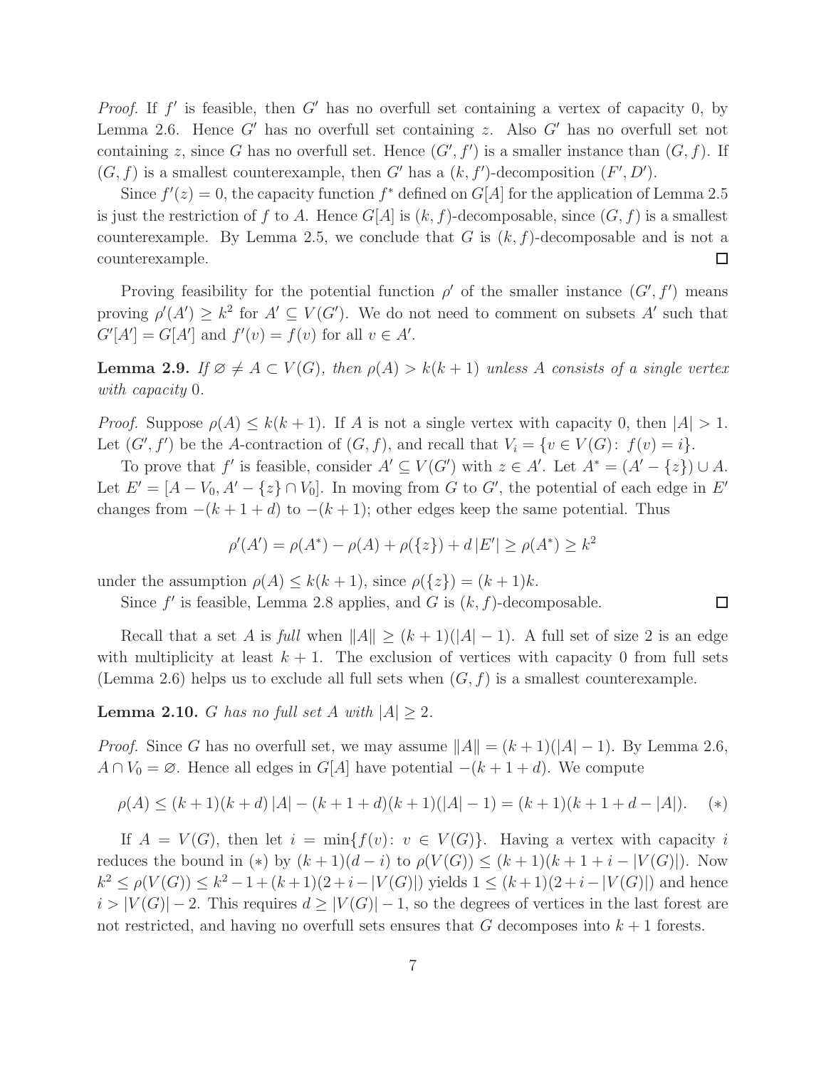*Proof.* If $f'$ is feasible, then $G'$ has no overfull set containing a vertex of capacity 0, by Lemma 2.6. Hence $G'$ has no overfull set containing $z$. Also $G'$ has no overfull set not containing $z$, since $G$ has no overfull set. Hence $(G', f')$ is a smaller instance than $(G, f)$. If $(G, f)$ is a smallest counterexample, then $G'$ has a $(k, f')$-decomposition $(F', D')$.

Since $f'(z) = 0$, the capacity function $f^*$ defined on $G[A]$ for the application of Lemma 2.5 is just the restriction of $f$ to $A$. Hence $G[A]$ is $(k, f)$-decomposable, since $(G, f)$ is a smallest counterexample. By Lemma 2.5, we conclude that $G$ is $(k, f)$-decomposable and is not a counterexample. $\square$

Proving feasibility for the potential function $\rho'$ of the smaller instance $(G', f')$ means proving $\rho'(A') \geq k^2$ for $A' \subseteq V(G')$. We do not need to comment on subsets $A'$ such that $G'[A'] = G[A']$ and $f'(v) = f(v)$ for all $v \in A'$.

**Lemma 2.9.** *If $\varnothing \neq A \subset V(G)$, then $\rho(A) > k(k+1)$ unless $A$ consists of a single vertex with capacity 0.*

*Proof.* Suppose $\rho(A) \leq k(k+1)$. If $A$ is not a single vertex with capacity 0, then $|A| > 1$. Let $(G', f')$ be the $A$-contraction of $(G, f)$, and recall that $V_i = \{v \in V(G)\colon\ f(v) = i\}$.

To prove that $f'$ is feasible, consider $A' \subseteq V(G')$ with $z \in A'$. Let $A^* = (A' - \{z\}) \cup A$. Let $E' = [A - V_0, A' - \{z\} \cap V_0]$. In moving from $G$ to $G'$, the potential of each edge in $E'$ changes from $-(k+1+d)$ to $-(k+1)$; other edges keep the same potential. Thus

$$\rho'(A') = \rho(A^*) - \rho(A) + \rho(\{z\}) + d\,|E'| \geq \rho(A^*) \geq k^2$$

under the assumption $\rho(A) \leq k(k+1)$, since $\rho(\{z\}) = (k+1)k$.

Since $f'$ is feasible, Lemma 2.8 applies, and $G$ is $(k, f)$-decomposable. $\square$

Recall that a set $A$ is *full* when $\|A\| \geq (k+1)(|A|-1)$. A full set of size 2 is an edge with multiplicity at least $k+1$. The exclusion of vertices with capacity 0 from full sets (Lemma 2.6) helps us to exclude all full sets when $(G, f)$ is a smallest counterexample.

**Lemma 2.10.** *$G$ has no full set $A$ with $|A| \geq 2$.*

*Proof.* Since $G$ has no overfull set, we may assume $\|A\| = (k+1)(|A|-1)$. By Lemma 2.6, $A \cap V_0 = \varnothing$. Hence all edges in $G[A]$ have potential $-(k+1+d)$. We compute

$$\rho(A) \leq (k+1)(k+d)\,|A| - (k+1+d)(k+1)(|A|-1) = (k+1)(k+1+d-|A|). \quad (*)$$

If $A = V(G)$, then let $i = \min\{f(v)\colon\ v \in V(G)\}$. Having a vertex with capacity $i$ reduces the bound in $(*)$ by $(k+1)(d-i)$ to $\rho(V(G)) \leq (k+1)(k+1+i-|V(G)|)$. Now $k^2 \leq \rho(V(G)) \leq k^2 - 1 + (k+1)(2+i-|V(G)|)$ yields $1 \leq (k+1)(2+i-|V(G)|)$ and hence $i > |V(G)| - 2$. This requires $d \geq |V(G)| - 1$, so the degrees of vertices in the last forest are not restricted, and having no overfull sets ensures that $G$ decomposes into $k+1$ forests.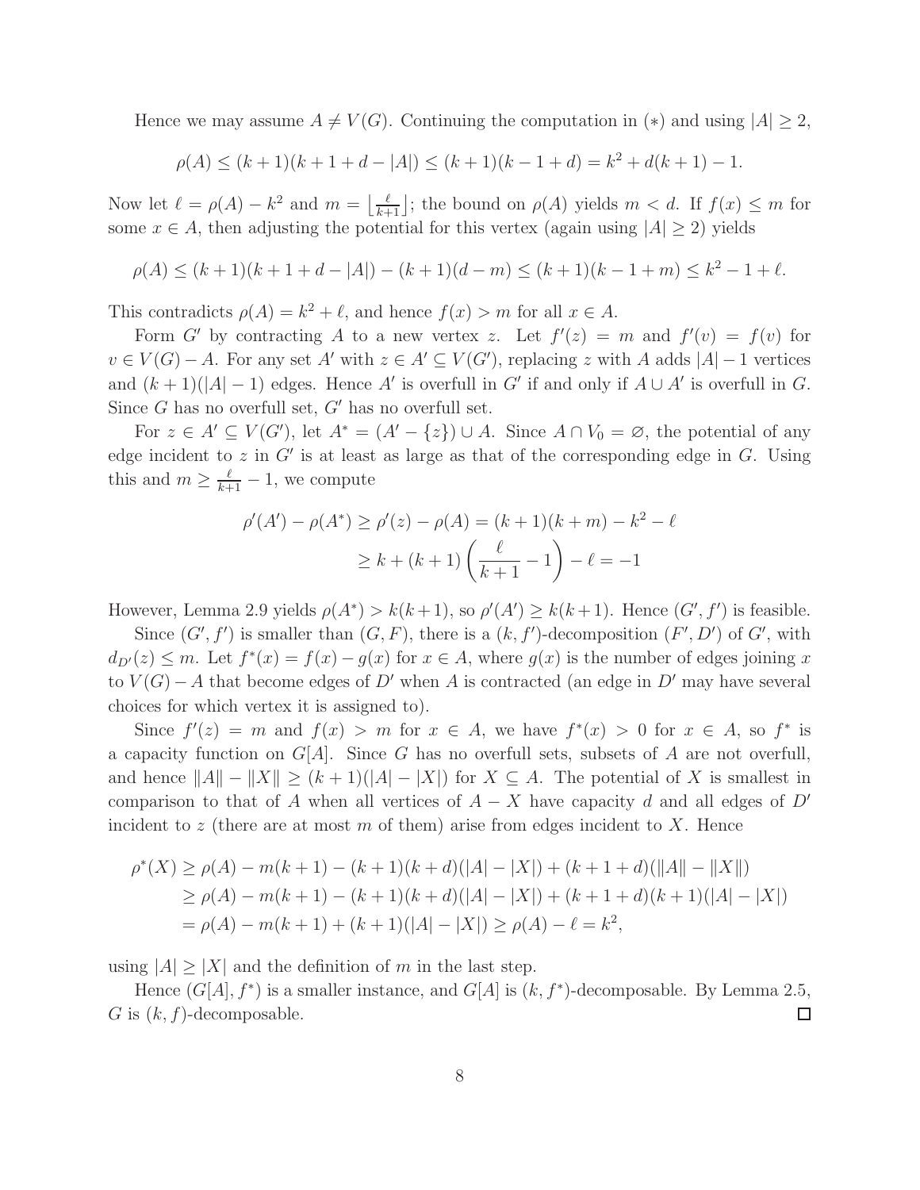Hence we may assume $A \neq V(G)$. Continuing the computation in $(*)$ and using $|A| \geq 2$,

$$\rho(A) \leq (k+1)(k+1+d-|A|) \leq (k+1)(k-1+d) = k^2 + d(k+1) - 1.$$

Now let $\ell = \rho(A) - k^2$ and $m = \left\lfloor \frac{\ell}{k+1} \right\rfloor$; the bound on $\rho(A)$ yields $m < d$. If $f(x) \leq m$ for some $x \in A$, then adjusting the potential for this vertex (again using $|A| \geq 2$) yields

$$\rho(A) \leq (k+1)(k+1+d-|A|) - (k+1)(d-m) \leq (k+1)(k-1+m) \leq k^2 - 1 + \ell.$$

This contradicts $\rho(A) = k^2 + \ell$, and hence $f(x) > m$ for all $x \in A$.

Form $G'$ by contracting $A$ to a new vertex $z$. Let $f'(z) = m$ and $f'(v) = f(v)$ for $v \in V(G) - A$. For any set $A'$ with $z \in A' \subseteq V(G')$, replacing $z$ with $A$ adds $|A| - 1$ vertices and $(k+1)(|A|-1)$ edges. Hence $A'$ is overfull in $G'$ if and only if $A \cup A'$ is overfull in $G$. Since $G$ has no overfull set, $G'$ has no overfull set.

For $z \in A' \subseteq V(G')$, let $A^* = (A' - \{z\}) \cup A$. Since $A \cap V_0 = \varnothing$, the potential of any edge incident to $z$ in $G'$ is at least as large as that of the corresponding edge in $G$. Using this and $m \geq \frac{\ell}{k+1} - 1$, we compute

$$\begin{aligned}
\rho'(A') - \rho(A^*) \geq \rho'(z) - \rho(A) &= (k+1)(k+m) - k^2 - \ell \\
&\geq k + (k+1)\left(\frac{\ell}{k+1} - 1\right) - \ell = -1
\end{aligned}$$

However, Lemma 2.9 yields $\rho(A^*) > k(k+1)$, so $\rho'(A') \geq k(k+1)$. Hence $(G', f')$ is feasible.

Since $(G', f')$ is smaller than $(G, F)$, there is a $(k, f')$-decomposition $(F', D')$ of $G'$, with $d_{D'}(z) \leq m$. Let $f^*(x) = f(x) - g(x)$ for $x \in A$, where $g(x)$ is the number of edges joining $x$ to $V(G) - A$ that become edges of $D'$ when $A$ is contracted (an edge in $D'$ may have several choices for which vertex it is assigned to).

Since $f'(z) = m$ and $f(x) > m$ for $x \in A$, we have $f^*(x) > 0$ for $x \in A$, so $f^*$ is a capacity function on $G[A]$. Since $G$ has no overfull sets, subsets of $A$ are not overfull, and hence $\|A\| - \|X\| \geq (k+1)(|A| - |X|)$ for $X \subseteq A$. The potential of $X$ is smallest in comparison to that of $A$ when all vertices of $A - X$ have capacity $d$ and all edges of $D'$ incident to $z$ (there are at most $m$ of them) arise from edges incident to $X$. Hence

$$\begin{aligned}
\rho^*(X) &\geq \rho(A) - m(k+1) - (k+1)(k+d)(|A| - |X|) + (k+1+d)(\|A\| - \|X\|) \\
&\geq \rho(A) - m(k+1) - (k+1)(k+d)(|A| - |X|) + (k+1+d)(k+1)(|A| - |X|) \\
&= \rho(A) - m(k+1) + (k+1)(|A| - |X|) \geq \rho(A) - \ell = k^2,
\end{aligned}$$

using $|A| \geq |X|$ and the definition of $m$ in the last step.

Hence $(G[A], f^*)$ is a smaller instance, and $G[A]$ is $(k, f^*)$-decomposable. By Lemma 2.5, $G$ is $(k, f)$-decomposable. $\square$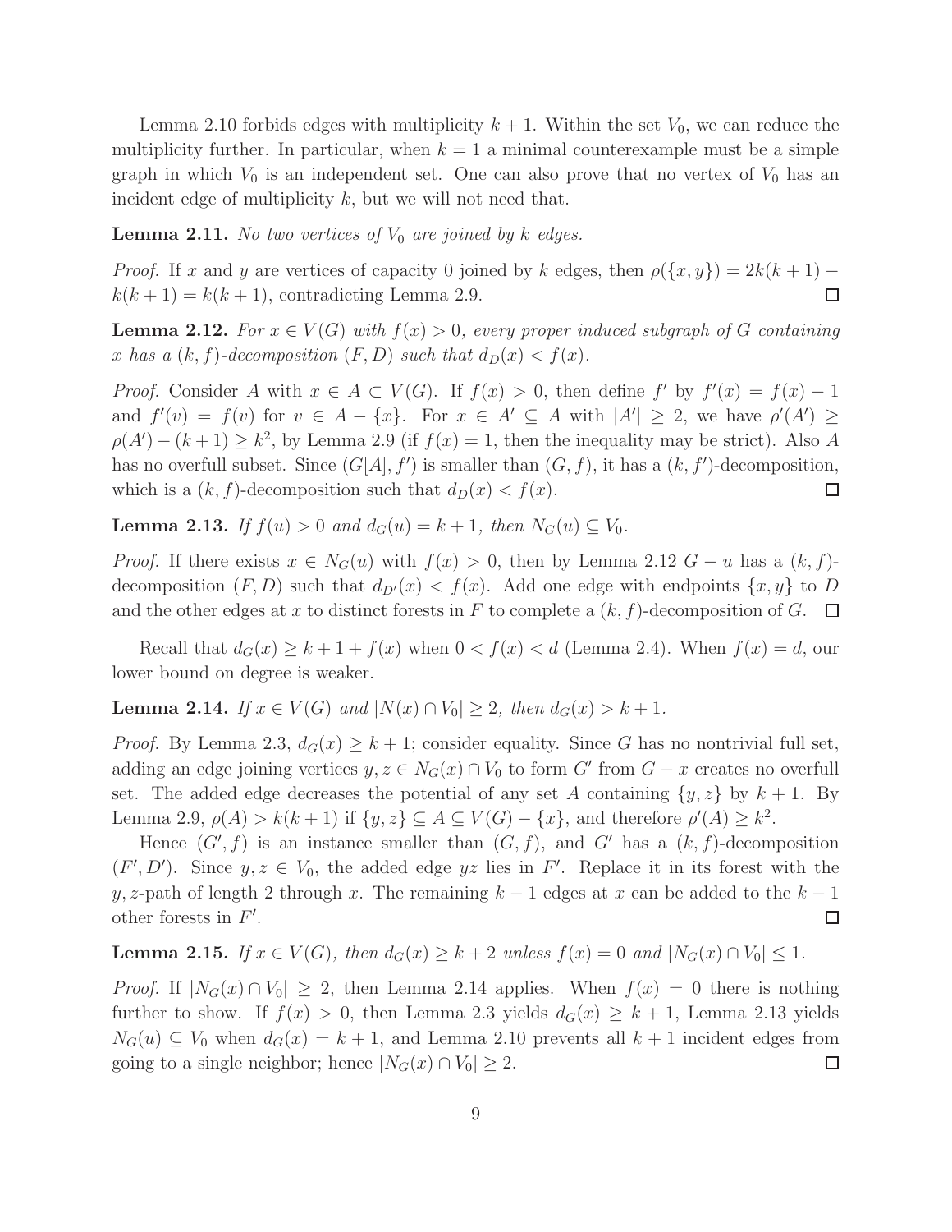Lemma 2.10 forbids edges with multiplicity $k+1$. Within the set $V_0$, we can reduce the multiplicity further. In particular, when $k=1$ a minimal counterexample must be a simple graph in which $V_0$ is an independent set. One can also prove that no vertex of $V_0$ has an incident edge of multiplicity $k$, but we will not need that.

**Lemma 2.11.** *No two vertices of $V_0$ are joined by $k$ edges.*

*Proof.* If $x$ and $y$ are vertices of capacity 0 joined by $k$ edges, then $\rho(\{x,y\}) = 2k(k+1) - k(k+1) = k(k+1)$, contradicting Lemma 2.9. ☐

**Lemma 2.12.** *For $x \in V(G)$ with $f(x) > 0$, every proper induced subgraph of $G$ containing $x$ has a $(k,f)$-decomposition $(F,D)$ such that $d_D(x) < f(x)$.*

*Proof.* Consider $A$ with $x \in A \subset V(G)$. If $f(x) > 0$, then define $f'$ by $f'(x) = f(x) - 1$ and $f'(v) = f(v)$ for $v \in A - \{x\}$. For $x \in A' \subseteq A$ with $|A'| \geq 2$, we have $\rho'(A') \geq \rho(A') - (k+1) \geq k^2$, by Lemma 2.9 (if $f(x) = 1$, then the inequality may be strict). Also $A$ has no overfull subset. Since $(G[A], f')$ is smaller than $(G,f)$, it has a $(k,f')$-decomposition, which is a $(k,f)$-decomposition such that $d_D(x) < f(x)$. ☐

**Lemma 2.13.** *If $f(u) > 0$ and $d_G(u) = k+1$, then $N_G(u) \subseteq V_0$.*

*Proof.* If there exists $x \in N_G(u)$ with $f(x) > 0$, then by Lemma 2.12 $G - u$ has a $(k,f)$-decomposition $(F,D)$ such that $d_{D'}(x) < f(x)$. Add one edge with endpoints $\{x,y\}$ to $D$ and the other edges at $x$ to distinct forests in $F$ to complete a $(k,f)$-decomposition of $G$. ☐

Recall that $d_G(x) \geq k+1+f(x)$ when $0 < f(x) < d$ (Lemma 2.4). When $f(x) = d$, our lower bound on degree is weaker.

**Lemma 2.14.** *If $x \in V(G)$ and $|N(x) \cap V_0| \geq 2$, then $d_G(x) > k+1$.*

*Proof.* By Lemma 2.3, $d_G(x) \geq k+1$; consider equality. Since $G$ has no nontrivial full set, adding an edge joining vertices $y, z \in N_G(x) \cap V_0$ to form $G'$ from $G - x$ creates no overfull set. The added edge decreases the potential of any set $A$ containing $\{y,z\}$ by $k+1$. By Lemma 2.9, $\rho(A) > k(k+1)$ if $\{y,z\} \subseteq A \subseteq V(G) - \{x\}$, and therefore $\rho'(A) \geq k^2$.

Hence $(G', f)$ is an instance smaller than $(G,f)$, and $G'$ has a $(k,f)$-decomposition $(F', D')$. Since $y, z \in V_0$, the added edge $yz$ lies in $F'$. Replace it in its forest with the $y,z$-path of length 2 through $x$. The remaining $k-1$ edges at $x$ can be added to the $k-1$ other forests in $F'$. ☐

**Lemma 2.15.** *If $x \in V(G)$, then $d_G(x) \geq k+2$ unless $f(x) = 0$ and $|N_G(x) \cap V_0| \leq 1$.*

*Proof.* If $|N_G(x) \cap V_0| \geq 2$, then Lemma 2.14 applies. When $f(x) = 0$ there is nothing further to show. If $f(x) > 0$, then Lemma 2.3 yields $d_G(x) \geq k+1$, Lemma 2.13 yields $N_G(u) \subseteq V_0$ when $d_G(x) = k+1$, and Lemma 2.10 prevents all $k+1$ incident edges from going to a single neighbor; hence $|N_G(x) \cap V_0| \geq 2$. ☐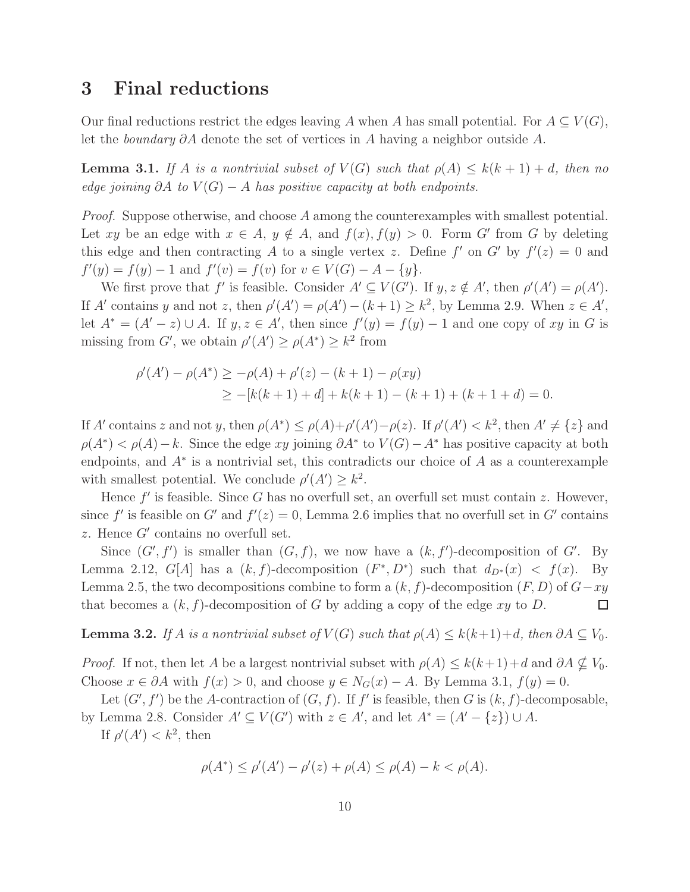# 3 Final reductions

Our final reductions restrict the edges leaving $A$ when $A$ has small potential. For $A \subseteq V(G)$, let the *boundary* $\partial A$ denote the set of vertices in $A$ having a neighbor outside $A$.

**Lemma 3.1.** *If $A$ is a nontrivial subset of $V(G)$ such that $\rho(A) \le k(k+1)+d$, then no edge joining $\partial A$ to $V(G) - A$ has positive capacity at both endpoints.*

*Proof.* Suppose otherwise, and choose $A$ among the counterexamples with smallest potential. Let $xy$ be an edge with $x \in A$, $y \notin A$, and $f(x), f(y) > 0$. Form $G'$ from $G$ by deleting this edge and then contracting $A$ to a single vertex $z$. Define $f'$ on $G'$ by $f'(z) = 0$ and $f'(y) = f(y) - 1$ and $f'(v) = f(v)$ for $v \in V(G) - A - \{y\}$.

We first prove that $f'$ is feasible. Consider $A' \subseteq V(G')$. If $y, z \notin A'$, then $\rho'(A') = \rho(A')$. If $A'$ contains $y$ and not $z$, then $\rho'(A') = \rho(A') - (k+1) \ge k^2$, by Lemma 2.9. When $z \in A'$, let $A^* = (A' - z) \cup A$. If $y, z \in A'$, then since $f'(y) = f(y) - 1$ and one copy of $xy$ in $G$ is missing from $G'$, we obtain $\rho'(A') \ge \rho(A^*) \ge k^2$ from

$$\begin{aligned}\rho'(A') - \rho(A^*) &\ge -\rho(A) + \rho'(z) - (k+1) - \rho(xy) \\ &\ge -[k(k+1)+d] + k(k+1) - (k+1) + (k+1+d) = 0.\end{aligned}$$

If $A'$ contains $z$ and not $y$, then $\rho(A^*) \le \rho(A) + \rho'(A') - \rho(z)$. If $\rho'(A') < k^2$, then $A' \ne \{z\}$ and $\rho(A^*) < \rho(A) - k$. Since the edge $xy$ joining $\partial A^*$ to $V(G) - A^*$ has positive capacity at both endpoints, and $A^*$ is a nontrivial set, this contradicts our choice of $A$ as a counterexample with smallest potential. We conclude $\rho'(A') \ge k^2$.

Hence $f'$ is feasible. Since $G$ has no overfull set, an overfull set must contain $z$. However, since $f'$ is feasible on $G'$ and $f'(z) = 0$, Lemma 2.6 implies that no overfull set in $G'$ contains $z$. Hence $G'$ contains no overfull set.

Since $(G', f')$ is smaller than $(G, f)$, we now have a $(k, f')$-decomposition of $G'$. By Lemma 2.12, $G[A]$ has a $(k, f)$-decomposition $(F^*, D^*)$ such that $d_{D^*}(x) < f(x)$. By Lemma 2.5, the two decompositions combine to form a $(k, f)$-decomposition $(F, D)$ of $G - xy$ that becomes a $(k, f)$-decomposition of $G$ by adding a copy of the edge $xy$ to $D$. $\square$

**Lemma 3.2.** *If $A$ is a nontrivial subset of $V(G)$ such that $\rho(A) \le k(k+1)+d$, then $\partial A \subseteq V_0$.*

*Proof.* If not, then let $A$ be a largest nontrivial subset with $\rho(A) \le k(k+1)+d$ and $\partial A \not\subseteq V_0$. Choose $x \in \partial A$ with $f(x) > 0$, and choose $y \in N_G(x) - A$. By Lemma 3.1, $f(y) = 0$.

Let $(G', f')$ be the $A$-contraction of $(G, f)$. If $f'$ is feasible, then $G$ is $(k, f)$-decomposable, by Lemma 2.8. Consider $A' \subseteq V(G')$ with $z \in A'$, and let $A^* = (A' - \{z\}) \cup A$.

If $\rho'(A') < k^2$, then

$$\rho(A^*) \le \rho'(A') - \rho'(z) + \rho(A) \le \rho(A) - k < \rho(A).$$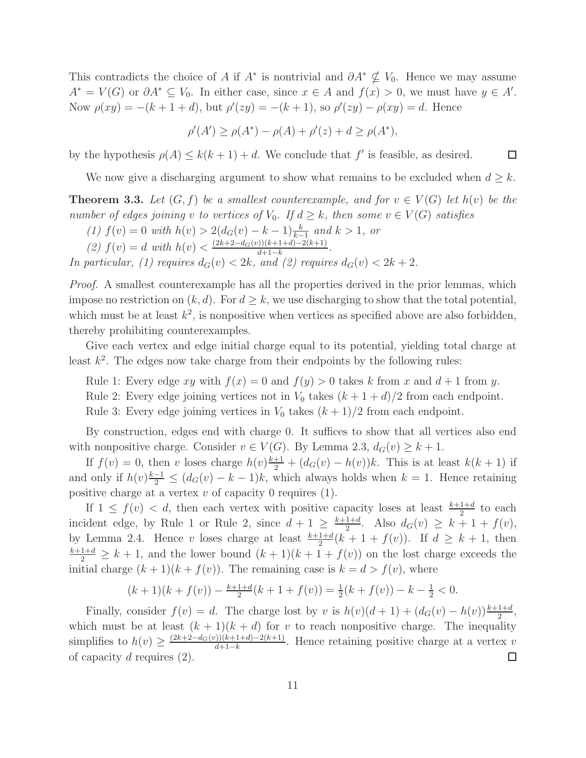This contradicts the choice of $A$ if $A^*$ is nontrivial and $\partial A^* \not\subseteq V_0$. Hence we may assume $A^* = V(G)$ or $\partial A^* \subseteq V_0$. In either case, since $x \in A$ and $f(x) > 0$, we must have $y \in A'$. Now $\rho(xy) = -(k+1+d)$, but $\rho'(zy) = -(k+1)$, so $\rho'(zy) - \rho(xy) = d$. Hence

$$\rho'(A') \geq \rho(A^*) - \rho(A) + \rho'(z) + d \geq \rho(A^*),$$

by the hypothesis $\rho(A) \leq k(k+1) + d$. We conclude that $f'$ is feasible, as desired. $\square$

We now give a discharging argument to show what remains to be excluded when $d \geq k$.

**Theorem 3.3.** *Let $(G, f)$ be a smallest counterexample, and for $v \in V(G)$ let $h(v)$ be the number of edges joining $v$ to vertices of $V_0$. If $d \geq k$, then some $v \in V(G)$ satisfies*

*(1) $f(v) = 0$ with $h(v) > 2(d_G(v) - k - 1)\frac{k}{k-1}$ and $k > 1$, or*

*(2) $f(v) = d$ with $h(v) < \frac{(2k+2-d_G(v))(k+1+d)-2(k+1)}{d+1-k}$.*

*In particular, (1) requires $d_G(v) < 2k$, and (2) requires $d_G(v) < 2k+2$.*

*Proof.* A smallest counterexample has all the properties derived in the prior lemmas, which impose no restriction on $(k, d)$. For $d \geq k$, we use discharging to show that the total potential, which must be at least $k^2$, is nonpositive when vertices as specified above are also forbidden, thereby prohibiting counterexamples.

Give each vertex and edge initial charge equal to its potential, yielding total charge at least $k^2$. The edges now take charge from their endpoints by the following rules:

Rule 1: Every edge $xy$ with $f(x) = 0$ and $f(y) > 0$ takes $k$ from $x$ and $d+1$ from $y$.

Rule 2: Every edge joining vertices not in $V_0$ takes $(k+1+d)/2$ from each endpoint.

Rule 3: Every edge joining vertices in $V_0$ takes $(k+1)/2$ from each endpoint.

By construction, edges end with charge 0. It suffices to show that all vertices also end with nonpositive charge. Consider $v \in V(G)$. By Lemma 2.3, $d_G(v) \geq k+1$.

If $f(v) = 0$, then $v$ loses charge $h(v)\frac{k+1}{2} + (d_G(v) - h(v))k$. This is at least $k(k+1)$ if and only if $h(v)\frac{k-1}{2} \leq (d_G(v) - k - 1)k$, which always holds when $k = 1$. Hence retaining positive charge at a vertex $v$ of capacity 0 requires (1).

If $1 \leq f(v) < d$, then each vertex with positive capacity loses at least $\frac{k+1+d}{2}$ to each incident edge, by Rule 1 or Rule 2, since $d+1 \geq \frac{k+1+d}{2}$. Also $d_G(v) \geq k+1+f(v)$, by Lemma 2.4. Hence $v$ loses charge at least $\frac{k+1+d}{2}(k+1+f(v))$. If $d \geq k+1$, then $\frac{k+1+d}{2} \geq k+1$, and the lower bound $(k+1)(k+1+f(v))$ on the lost charge exceeds the initial charge $(k+1)(k+f(v))$. The remaining case is $k = d > f(v)$, where

$$(k+1)(k+f(v)) - \tfrac{k+1+d}{2}(k+1+f(v)) = \tfrac{1}{2}(k+f(v)) - k - \tfrac{1}{2} < 0.$$

Finally, consider $f(v) = d$. The charge lost by $v$ is $h(v)(d+1) + (d_G(v) - h(v))\frac{k+1+d}{2}$, which must be at least $(k+1)(k+d)$ for $v$ to reach nonpositive charge. The inequality simplifies to $h(v) \geq \frac{(2k+2-d_G(v))(k+1+d)-2(k+1)}{d+1-k}$. Hence retaining positive charge at a vertex $v$ of capacity $d$ requires (2). $\square$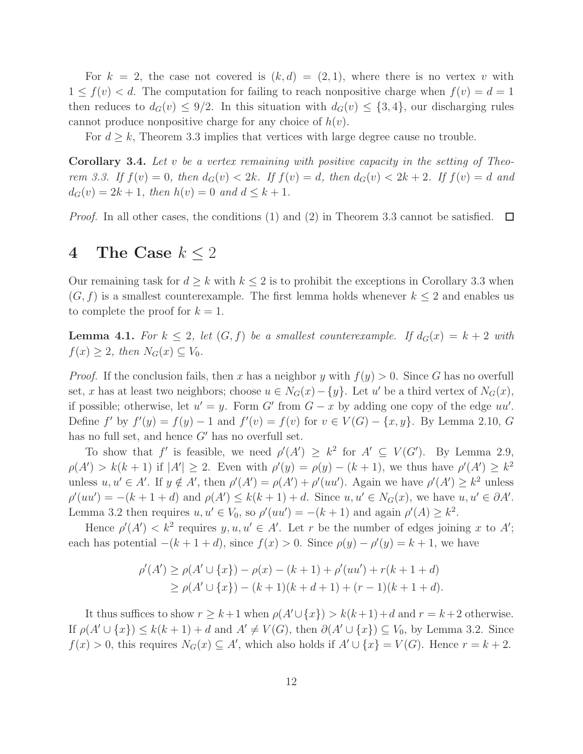For $k = 2$, the case not covered is $(k, d) = (2, 1)$, where there is no vertex $v$ with $1 \le f(v) < d$. The computation for failing to reach nonpositive charge when $f(v) = d = 1$ then reduces to $d_G(v) \le 9/2$. In this situation with $d_G(v) \le \{3, 4\}$, our discharging rules cannot produce nonpositive charge for any choice of $h(v)$.

For $d \ge k$, Theorem 3.3 implies that vertices with large degree cause no trouble.

**Corollary 3.4.** *Let $v$ be a vertex remaining with positive capacity in the setting of Theorem 3.3. If $f(v) = 0$, then $d_G(v) < 2k$. If $f(v) = d$, then $d_G(v) < 2k + 2$. If $f(v) = d$ and $d_G(v) = 2k + 1$, then $h(v) = 0$ and $d \le k + 1$.*

*Proof.* In all other cases, the conditions (1) and (2) in Theorem 3.3 cannot be satisfied. □

# 4 The Case $k \le 2$

Our remaining task for $d \ge k$ with $k \le 2$ is to prohibit the exceptions in Corollary 3.3 when $(G, f)$ is a smallest counterexample. The first lemma holds whenever $k \le 2$ and enables us to complete the proof for $k = 1$.

**Lemma 4.1.** *For $k \le 2$, let $(G, f)$ be a smallest counterexample. If $d_G(x) = k + 2$ with $f(x) \ge 2$, then $N_G(x) \subseteq V_0$.*

*Proof.* If the conclusion fails, then $x$ has a neighbor $y$ with $f(y) > 0$. Since $G$ has no overfull set, $x$ has at least two neighbors; choose $u \in N_G(x) - \{y\}$. Let $u'$ be a third vertex of $N_G(x)$, if possible; otherwise, let $u' = y$. Form $G'$ from $G - x$ by adding one copy of the edge $uu'$. Define $f'$ by $f'(y) = f(y) - 1$ and $f'(v) = f(v)$ for $v \in V(G) - \{x, y\}$. By Lemma 2.10, $G$ has no full set, and hence $G'$ has no overfull set.

To show that $f'$ is feasible, we need $\rho'(A') \ge k^2$ for $A' \subseteq V(G')$. By Lemma 2.9, $\rho(A') > k(k + 1)$ if $|A'| \ge 2$. Even with $\rho'(y) = \rho(y) - (k + 1)$, we thus have $\rho'(A') \ge k^2$ unless $u, u' \in A'$. If $y \notin A'$, then $\rho'(A') = \rho(A') + \rho'(uu')$. Again we have $\rho'(A') \ge k^2$ unless $\rho'(uu') = -(k + 1 + d)$ and $\rho(A') \le k(k + 1) + d$. Since $u, u' \in N_G(x)$, we have $u, u' \in \partial A'$. Lemma 3.2 then requires $u, u' \in V_0$, so $\rho'(uu') = -(k + 1)$ and again $\rho'(A) \ge k^2$.

Hence $\rho'(A') < k^2$ requires $y, u, u' \in A'$. Let $r$ be the number of edges joining $x$ to $A'$; each has potential $-(k + 1 + d)$, since $f(x) > 0$. Since $\rho(y) - \rho'(y) = k + 1$, we have

$$
\begin{aligned}
\rho'(A') &\ge \rho(A' \cup \{x\}) - \rho(x) - (k + 1) + \rho'(uu') + r(k + 1 + d) \\
&\ge \rho(A' \cup \{x\}) - (k + 1)(k + d + 1) + (r - 1)(k + 1 + d).
\end{aligned}
$$

It thus suffices to show $r \ge k+1$ when $\rho(A' \cup \{x\}) > k(k+1)+d$ and $r = k+2$ otherwise. If $\rho(A' \cup \{x\}) \le k(k + 1) + d$ and $A' \ne V(G)$, then $\partial(A' \cup \{x\}) \subseteq V_0$, by Lemma 3.2. Since $f(x) > 0$, this requires $N_G(x) \subseteq A'$, which also holds if $A' \cup \{x\} = V(G)$. Hence $r = k + 2$.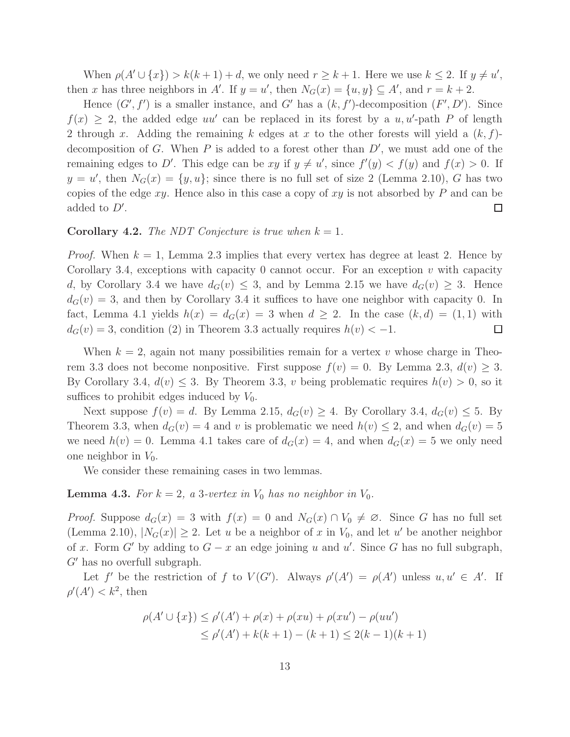When $\rho(A' \cup \{x\}) > k(k+1) + d$, we only need $r \geq k+1$. Here we use $k \leq 2$. If $y \neq u'$, then $x$ has three neighbors in $A'$. If $y = u'$, then $N_G(x) = \{u, y\} \subseteq A'$, and $r = k+2$.

Hence $(G', f')$ is a smaller instance, and $G'$ has a $(k, f')$-decomposition $(F', D')$. Since $f(x) \geq 2$, the added edge $uu'$ can be replaced in its forest by a $u, u'$-path $P$ of length 2 through $x$. Adding the remaining $k$ edges at $x$ to the other forests will yield a $(k, f)$-decomposition of $G$. When $P$ is added to a forest other than $D'$, we must add one of the remaining edges to $D'$. This edge can be $xy$ if $y \neq u'$, since $f'(y) < f(y)$ and $f(x) > 0$. If $y = u'$, then $N_G(x) = \{y, u\}$; since there is no full set of size 2 (Lemma 2.10), $G$ has two copies of the edge $xy$. Hence also in this case a copy of $xy$ is not absorbed by $P$ and can be added to $D'$. $\square$

**Corollary 4.2.** *The NDT Conjecture is true when $k = 1$.*

*Proof.* When $k = 1$, Lemma 2.3 implies that every vertex has degree at least 2. Hence by Corollary 3.4, exceptions with capacity 0 cannot occur. For an exception $v$ with capacity $d$, by Corollary 3.4 we have $d_G(v) \leq 3$, and by Lemma 2.15 we have $d_G(v) \geq 3$. Hence $d_G(v) = 3$, and then by Corollary 3.4 it suffices to have one neighbor with capacity 0. In fact, Lemma 4.1 yields $h(x) = d_G(x) = 3$ when $d \geq 2$. In the case $(k, d) = (1, 1)$ with $d_G(v) = 3$, condition (2) in Theorem 3.3 actually requires $h(v) < -1$. $\square$

When $k = 2$, again not many possibilities remain for a vertex $v$ whose charge in Theorem 3.3 does not become nonpositive. First suppose $f(v) = 0$. By Lemma 2.3, $d(v) \geq 3$. By Corollary 3.4, $d(v) \leq 3$. By Theorem 3.3, $v$ being problematic requires $h(v) > 0$, so it suffices to prohibit edges induced by $V_0$.

Next suppose $f(v) = d$. By Lemma 2.15, $d_G(v) \geq 4$. By Corollary 3.4, $d_G(v) \leq 5$. By Theorem 3.3, when $d_G(v) = 4$ and $v$ is problematic we need $h(v) \leq 2$, and when $d_G(v) = 5$ we need $h(v) = 0$. Lemma 4.1 takes care of $d_G(x) = 4$, and when $d_G(x) = 5$ we only need one neighbor in $V_0$.

We consider these remaining cases in two lemmas.

**Lemma 4.3.** *For $k = 2$, a 3-vertex in $V_0$ has no neighbor in $V_0$.*

*Proof.* Suppose $d_G(x) = 3$ with $f(x) = 0$ and $N_G(x) \cap V_0 \neq \varnothing$. Since $G$ has no full set (Lemma 2.10), $|N_G(x)| \geq 2$. Let $u$ be a neighbor of $x$ in $V_0$, and let $u'$ be another neighbor of $x$. Form $G'$ by adding to $G - x$ an edge joining $u$ and $u'$. Since $G$ has no full subgraph, $G'$ has no overfull subgraph.

Let $f'$ be the restriction of $f$ to $V(G')$. Always $\rho'(A') = \rho(A')$ unless $u, u' \in A'$. If $\rho'(A') < k^2$, then

$$
\begin{aligned}
\rho(A' \cup \{x\}) &\leq \rho'(A') + \rho(x) + \rho(xu) + \rho(xu') - \rho(uu') \\
&\leq \rho'(A') + k(k+1) - (k+1) \leq 2(k-1)(k+1)
\end{aligned}
$$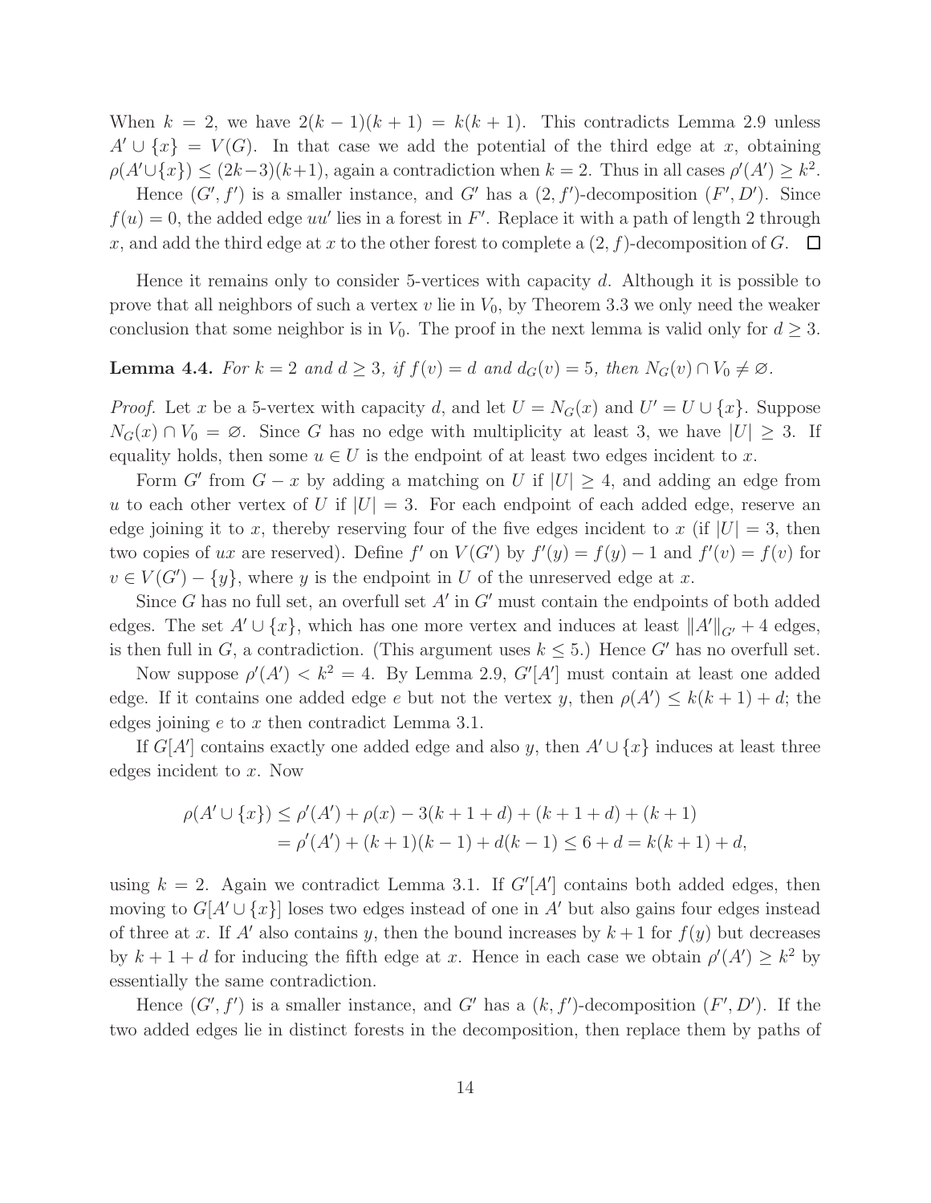When $k = 2$, we have $2(k-1)(k+1) = k(k+1)$. This contradicts Lemma 2.9 unless $A' \cup \{x\} = V(G)$. In that case we add the potential of the third edge at $x$, obtaining $\rho(A' \cup \{x\}) \le (2k-3)(k+1)$, again a contradiction when $k = 2$. Thus in all cases $\rho'(A') \ge k^2$.

Hence $(G', f')$ is a smaller instance, and $G'$ has a $(2, f')$-decomposition $(F', D')$. Since $f(u) = 0$, the added edge $uu'$ lies in a forest in $F'$. Replace it with a path of length 2 through $x$, and add the third edge at $x$ to the other forest to complete a $(2, f)$-decomposition of $G$. $\square$

Hence it remains only to consider 5-vertices with capacity $d$. Although it is possible to prove that all neighbors of such a vertex $v$ lie in $V_0$, by Theorem 3.3 we only need the weaker conclusion that some neighbor is in $V_0$. The proof in the next lemma is valid only for $d \ge 3$.

**Lemma 4.4.** *For $k = 2$ and $d \ge 3$, if $f(v) = d$ and $d_G(v) = 5$, then $N_G(v) \cap V_0 \ne \varnothing$.*

*Proof.* Let $x$ be a 5-vertex with capacity $d$, and let $U = N_G(x)$ and $U' = U \cup \{x\}$. Suppose $N_G(x) \cap V_0 = \varnothing$. Since $G$ has no edge with multiplicity at least 3, we have $|U| \ge 3$. If equality holds, then some $u \in U$ is the endpoint of at least two edges incident to $x$.

Form $G'$ from $G - x$ by adding a matching on $U$ if $|U| \ge 4$, and adding an edge from $u$ to each other vertex of $U$ if $|U| = 3$. For each endpoint of each added edge, reserve an edge joining it to $x$, thereby reserving four of the five edges incident to $x$ (if $|U| = 3$, then two copies of $ux$ are reserved). Define $f'$ on $V(G')$ by $f'(y) = f(y) - 1$ and $f'(v) = f(v)$ for $v \in V(G') - \{y\}$, where $y$ is the endpoint in $U$ of the unreserved edge at $x$.

Since $G$ has no full set, an overfull set $A'$ in $G'$ must contain the endpoints of both added edges. The set $A' \cup \{x\}$, which has one more vertex and induces at least $\|A'\|_{G'} + 4$ edges, is then full in $G$, a contradiction. (This argument uses $k \le 5$.) Hence $G'$ has no overfull set.

Now suppose $\rho'(A') < k^2 = 4$. By Lemma 2.9, $G'[A']$ must contain at least one added edge. If it contains one added edge $e$ but not the vertex $y$, then $\rho(A') \le k(k+1) + d$; the edges joining $e$ to $x$ then contradict Lemma 3.1.

If $G[A']$ contains exactly one added edge and also $y$, then $A' \cup \{x\}$ induces at least three edges incident to $x$. Now

$$
\begin{aligned}
\rho(A' \cup \{x\}) &\le \rho'(A') + \rho(x) - 3(k+1+d) + (k+1+d) + (k+1) \\
&= \rho'(A') + (k+1)(k-1) + d(k-1) \le 6 + d = k(k+1) + d,
\end{aligned}
$$

using $k = 2$. Again we contradict Lemma 3.1. If $G'[A']$ contains both added edges, then moving to $G[A' \cup \{x\}]$ loses two edges instead of one in $A'$ but also gains four edges instead of three at $x$. If $A'$ also contains $y$, then the bound increases by $k+1$ for $f(y)$ but decreases by $k+1+d$ for inducing the fifth edge at $x$. Hence in each case we obtain $\rho'(A') \ge k^2$ by essentially the same contradiction.

Hence $(G', f')$ is a smaller instance, and $G'$ has a $(k, f')$-decomposition $(F', D')$. If the two added edges lie in distinct forests in the decomposition, then replace them by paths of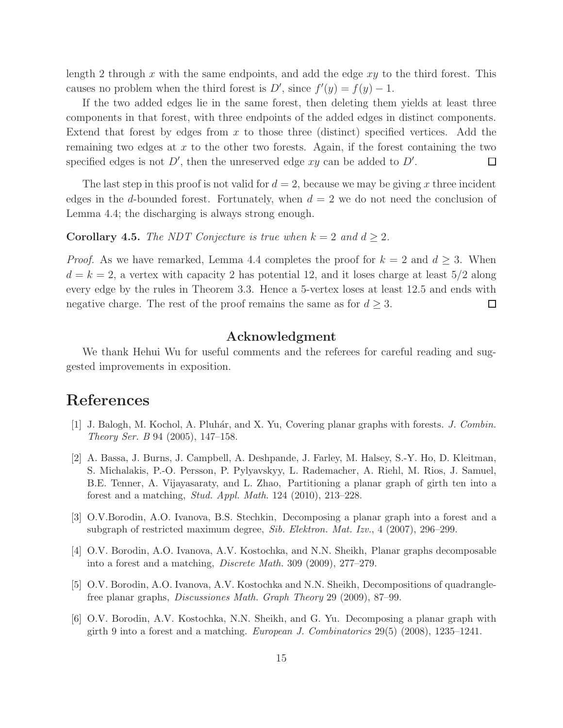length 2 through $x$ with the same endpoints, and add the edge $xy$ to the third forest. This causes no problem when the third forest is $D'$, since $f'(y) = f(y) - 1$.

If the two added edges lie in the same forest, then deleting them yields at least three components in that forest, with three endpoints of the added edges in distinct components. Extend that forest by edges from $x$ to those three (distinct) specified vertices. Add the remaining two edges at $x$ to the other two forests. Again, if the forest containing the two specified edges is not $D'$, then the unreserved edge $xy$ can be added to $D'$. □

The last step in this proof is not valid for $d = 2$, because we may be giving $x$ three incident edges in the $d$-bounded forest. Fortunately, when $d = 2$ we do not need the conclusion of Lemma 4.4; the discharging is always strong enough.

**Corollary 4.5.** *The NDT Conjecture is true when $k = 2$ and $d \geq 2$.*

*Proof.* As we have remarked, Lemma 4.4 completes the proof for $k = 2$ and $d \geq 3$. When $d = k = 2$, a vertex with capacity 2 has potential 12, and it loses charge at least $5/2$ along every edge by the rules in Theorem 3.3. Hence a 5-vertex loses at least 12.5 and ends with negative charge. The rest of the proof remains the same as for $d \geq 3$. □

## Acknowledgment

We thank Hehui Wu for useful comments and the referees for careful reading and suggested improvements in exposition.

# References

[1] J. Balogh, M. Kochol, A. Pluhár, and X. Yu, Covering planar graphs with forests. *J. Combin. Theory Ser. B* 94 (2005), 147–158.

[2] A. Bassa, J. Burns, J. Campbell, A. Deshpande, J. Farley, M. Halsey, S.-Y. Ho, D. Kleitman, S. Michalakis, P.-O. Persson, P. Pylyavskyy, L. Rademacher, A. Riehl, M. Rios, J. Samuel, B.E. Tenner, A. Vijayasaraty, and L. Zhao, Partitioning a planar graph of girth ten into a forest and a matching, *Stud. Appl. Math.* 124 (2010), 213–228.

[3] O.V.Borodin, A.O. Ivanova, B.S. Stechkin, Decomposing a planar graph into a forest and a subgraph of restricted maximum degree, *Sib. Elektron. Mat. Izv.*, 4 (2007), 296–299.

[4] O.V. Borodin, A.O. Ivanova, A.V. Kostochka, and N.N. Sheikh, Planar graphs decomposable into a forest and a matching, *Discrete Math.* 309 (2009), 277–279.

[5] O.V. Borodin, A.O. Ivanova, A.V. Kostochka and N.N. Sheikh, Decompositions of quadrangle-free planar graphs, *Discussiones Math. Graph Theory* 29 (2009), 87–99.

[6] O.V. Borodin, A.V. Kostochka, N.N. Sheikh, and G. Yu. Decomposing a planar graph with girth 9 into a forest and a matching. *European J. Combinatorics* 29(5) (2008), 1235–1241.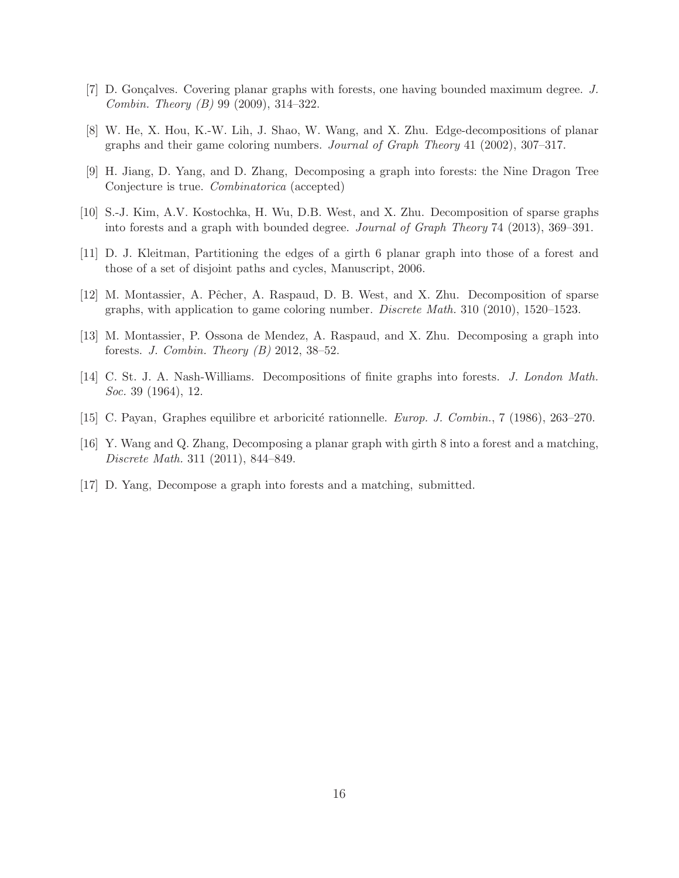[7] D. Gonçalves. Covering planar graphs with forests, one having bounded maximum degree. *J. Combin. Theory (B)* 99 (2009), 314–322.

[8] W. He, X. Hou, K.-W. Lih, J. Shao, W. Wang, and X. Zhu. Edge-decompositions of planar graphs and their game coloring numbers. *Journal of Graph Theory* 41 (2002), 307–317.

[9] H. Jiang, D. Yang, and D. Zhang, Decomposing a graph into forests: the Nine Dragon Tree Conjecture is true. *Combinatorica* (accepted)

[10] S.-J. Kim, A.V. Kostochka, H. Wu, D.B. West, and X. Zhu. Decomposition of sparse graphs into forests and a graph with bounded degree. *Journal of Graph Theory* 74 (2013), 369–391.

[11] D. J. Kleitman, Partitioning the edges of a girth 6 planar graph into those of a forest and those of a set of disjoint paths and cycles, Manuscript, 2006.

[12] M. Montassier, A. Pêcher, A. Raspaud, D. B. West, and X. Zhu. Decomposition of sparse graphs, with application to game coloring number. *Discrete Math.* 310 (2010), 1520–1523.

[13] M. Montassier, P. Ossona de Mendez, A. Raspaud, and X. Zhu. Decomposing a graph into forests. *J. Combin. Theory (B)* 2012, 38–52.

[14] C. St. J. A. Nash-Williams. Decompositions of finite graphs into forests. *J. London Math. Soc.* 39 (1964), 12.

[15] C. Payan, Graphes equilibre et arboricité rationnelle. *Europ. J. Combin.*, 7 (1986), 263–270.

[16] Y. Wang and Q. Zhang, Decomposing a planar graph with girth 8 into a forest and a matching, *Discrete Math.* 311 (2011), 844–849.

[17] D. Yang, Decompose a graph into forests and a matching, submitted.